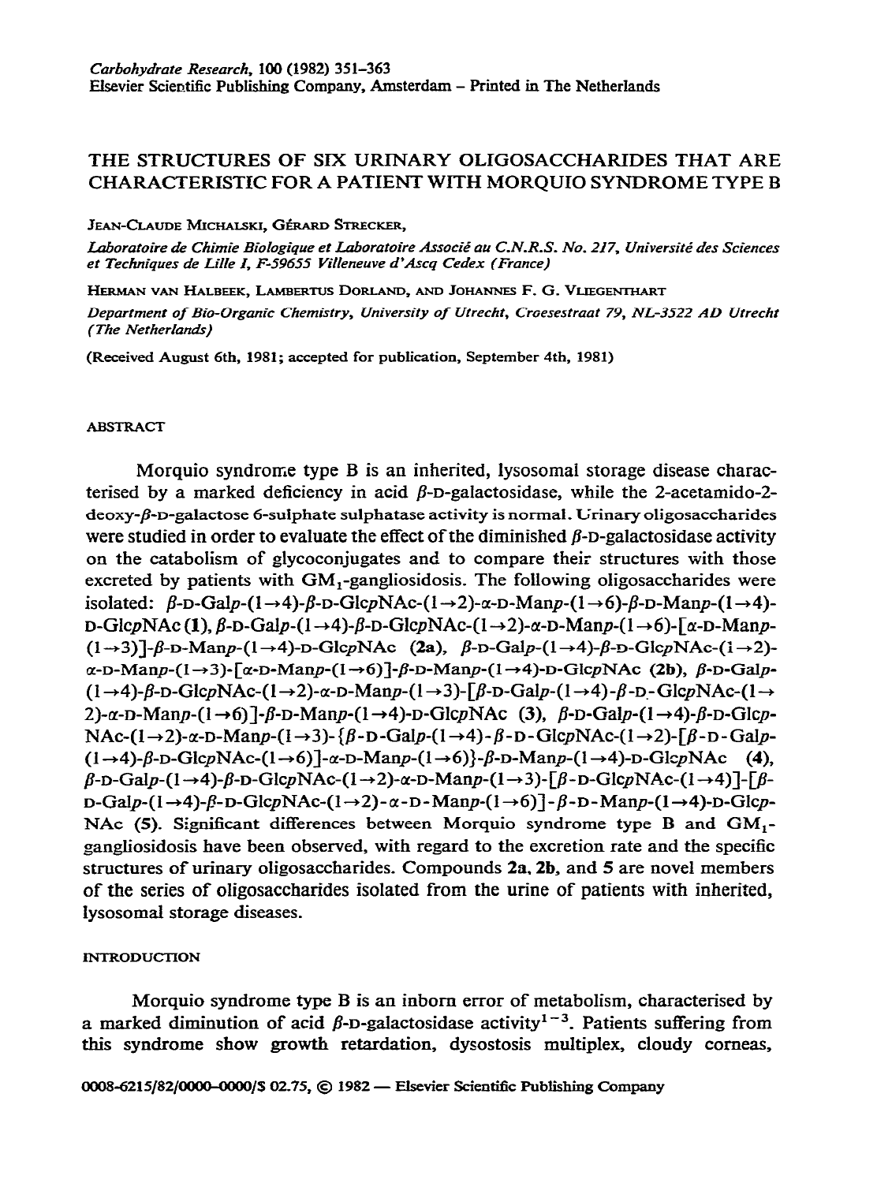# THE STRUCTURES OF SIX URINARY OLIGOSACCHARIDES THAT ARE CHARACTERISTIC FOR A PATIENT WITH MORQUIO SYNDROME TYPE B

JEAN-CLAUDE MICHALSKI, GÉRARD STRECKER,

*Laboratoire de Chimie Biologique et Laboratoire Associé au C.N.R.S. No. 217, Université des Sciences et Techniques de Lille I, F-59655 Villeneuve d'Ascq Cedex (France)*

HERMAN VAN HALBEEK, LAMBERTUS DORLAND, AND JOHANNES F. G. VLIEGENTHART

*Department of Bio-Organic Chemistry, University of Utrecht, Croesestraat 79, NL-3522 AD Utrecht (The Netherlands)*

(Received August 6th, 1981; accepted for publication, September 4th, 1981)

## ABSTRACT

Morquio syndrome type B is an inherited, lysosomal storage disease characterised by a marked deficiency in acid β-D-galactosidase, while the 2-acetamido-2-deoxy-β-D-galactose 6-sulphate sulphatase activity is normal. Urinary oligosaccharides were studied in order to evaluate the effect of the diminished β-D-galactosidase activity on the catabolism of glycoconjugates and to compare their structures with those excreted by patients with $GM_1$-gangliosidosis. The following oligosaccharides were isolated: β-D-Gal*p*-(1→4)-β-D-Glc*p*NAc-(1→2)-α-D-Man*p*-(1→6)-β-D-Man*p*-(1→4)-D-Glc*p*NAc (**1**), β-D-Gal*p*-(1→4)-β-D-Glc*p*NAc-(1→2)-α-D-Man*p*-(1→6)-[α-D-Man*p*-(1→3)]-β-D-Man*p*-(1→4)-D-Glc*p*NAc (**2a**), β-D-Gal*p*-(1→4)-β-D-Glc*p*NAc-(1→2)-α-D-Man*p*-(1→3)-[α-D-Man*p*-(1→6)]-β-D-Man*p*-(1→4)-D-Glc*p*NAc (**2b**), β-D-Gal*p*-(1→4)-β-D-Glc*p*NAc-(1→2)-α-D-Man*p*-(1→3)-[β-D-Gal*p*-(1→4)-β-D-Glc*p*NAc-(1→2)-α-D-Man*p*-(1→6)]-β-D-Man*p*-(1→4)-D-Glc*p*NAc (**3**), β-D-Gal*p*-(1→4)-β-D-Glc*p*NAc-(1→2)-α-D-Man*p*-(1→3)-{β-D-Gal*p*-(1→4)-β-D-Glc*p*NAc-(1→2)-[β-D-Gal*p*-(1→4)-β-D-Glc*p*NAc-(1→6)]-α-D-Man*p*-(1→6)}-β-D-Man*p*-(1→4)-D-Glc*p*NAc (**4**), β-D-Gal*p*-(1→4)-β-D-Glc*p*NAc-(1→2)-α-D-Man*p*-(1→3)-[β-D-Glc*p*NAc-(1→4)]-[β-D-Gal*p*-(1→4)-β-D-Glc*p*NAc-(1→2)-α-D-Man*p*-(1→6)]-β-D-Man*p*-(1→4)-D-Glc*p*NAc (**5**). Significant differences between Morquio syndrome type B and $GM_1$-gangliosidosis have been observed, with regard to the excretion rate and the specific structures of urinary oligosaccharides. Compounds **2a**, **2b**, and **5** are novel members of the series of oligosaccharides isolated from the urine of patients with inherited, lysosomal storage diseases.

## INTRODUCTION

Morquio syndrome type B is an inborn error of metabolism, characterised by a marked diminution of acid β-D-galactosidase activity[1–3]. Patients suffering from this syndrome show growth retardation, dysostosis multiplex, cloudy corneas,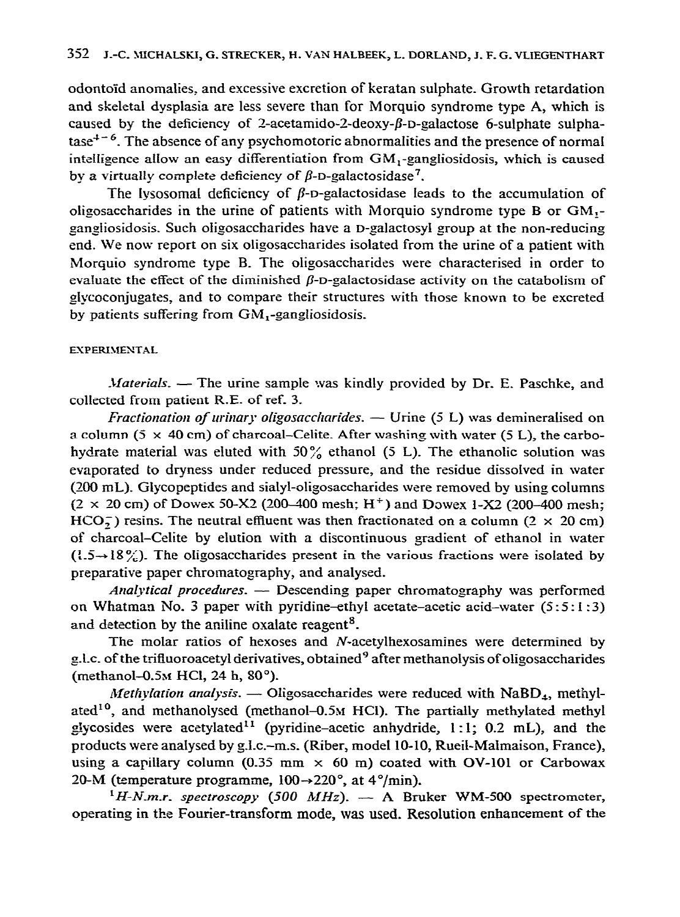odontoïd anomalies, and excessive excretion of keratan sulphate. Growth retardation and skeletal dysplasia are less severe than for Morquio syndrome type A, which is caused by the deficiency of 2-acetamido-2-deoxy-β-D-galactose 6-sulphate sulphatase[4–6]. The absence of any psychomotoric abnormalities and the presence of normal intelligence allow an easy differentiation from $GM_1$-gangliosidosis, which is caused by a virtually complete deficiency of β-D-galactosidase[7].

The lysosomal deficiency of β-D-galactosidase leads to the accumulation of oligosaccharides in the urine of patients with Morquio syndrome type B or $GM_1$-gangliosidosis. Such oligosaccharides have a D-galactosyl group at the non-reducing end. We now report on six oligosaccharides isolated from the urine of a patient with Morquio syndrome type B. The oligosaccharides were characterised in order to evaluate the effect of the diminished β-D-galactosidase activity on the catabolism of glycoconjugates, and to compare their structures with those known to be excreted by patients suffering from $GM_1$-gangliosidosis.

## EXPERIMENTAL

*Materials.* — The urine sample was kindly provided by Dr. E. Paschke, and collected from patient R.E. of ref. 3.

*Fractionation of urinary oligosaccharides.* — Urine (5 L) was demineralised on a column (5 × 40 cm) of charcoal–Celite. After washing with water (5 L), the carbohydrate material was eluted with 50% ethanol (5 L). The ethanolic solution was evaporated to dryness under reduced pressure, and the residue dissolved in water (200 mL). Glycopeptides and sialyl-oligosaccharides were removed by using columns (2 × 20 cm) of Dowex 50-X2 (200–400 mesh; $H^+$) and Dowex 1-X2 (200–400 mesh; $HCO_2^-$) resins. The neutral effluent was then fractionated on a column (2 × 20 cm) of charcoal–Celite by elution with a discontinuous gradient of ethanol in water (1.5→18%). The oligosaccharides present in the various fractions were isolated by preparative paper chromatography, and analysed.

*Analytical procedures.* — Descending paper chromatography was performed on Whatman No. 3 paper with pyridine–ethyl acetate–acetic acid–water (5:5:1:3) and detection by the aniline oxalate reagent[8].

The molar ratios of hexoses and N-acetylhexosamines were determined by g.l.c. of the trifluoroacetyl derivatives, obtained[9] after methanolysis of oligosaccharides (methanol–0.5M HCl, 24 h, 80°).

*Methylation analysis.* — Oligosaccharides were reduced with $NaBD_4$, methylated[10], and methanolysed (methanol–0.5M HCl). The partially methylated methyl glycosides were acetylated[11] (pyridine–acetic anhydride, 1:1; 0.2 mL), and the products were analysed by g.l.c.–m.s. (Riber, model 10-10, Rueil-Malmaison, France), using a capillary column (0.35 mm × 60 m) coated with OV-101 or Carbowax 20-M (temperature programme, 100→220°, at 4°/min).

*$^1H$-N.m.r. spectroscopy (500 MHz).* — A Bruker WM-500 spectrometer, operating in the Fourier-transform mode, was used. Resolution enhancement of the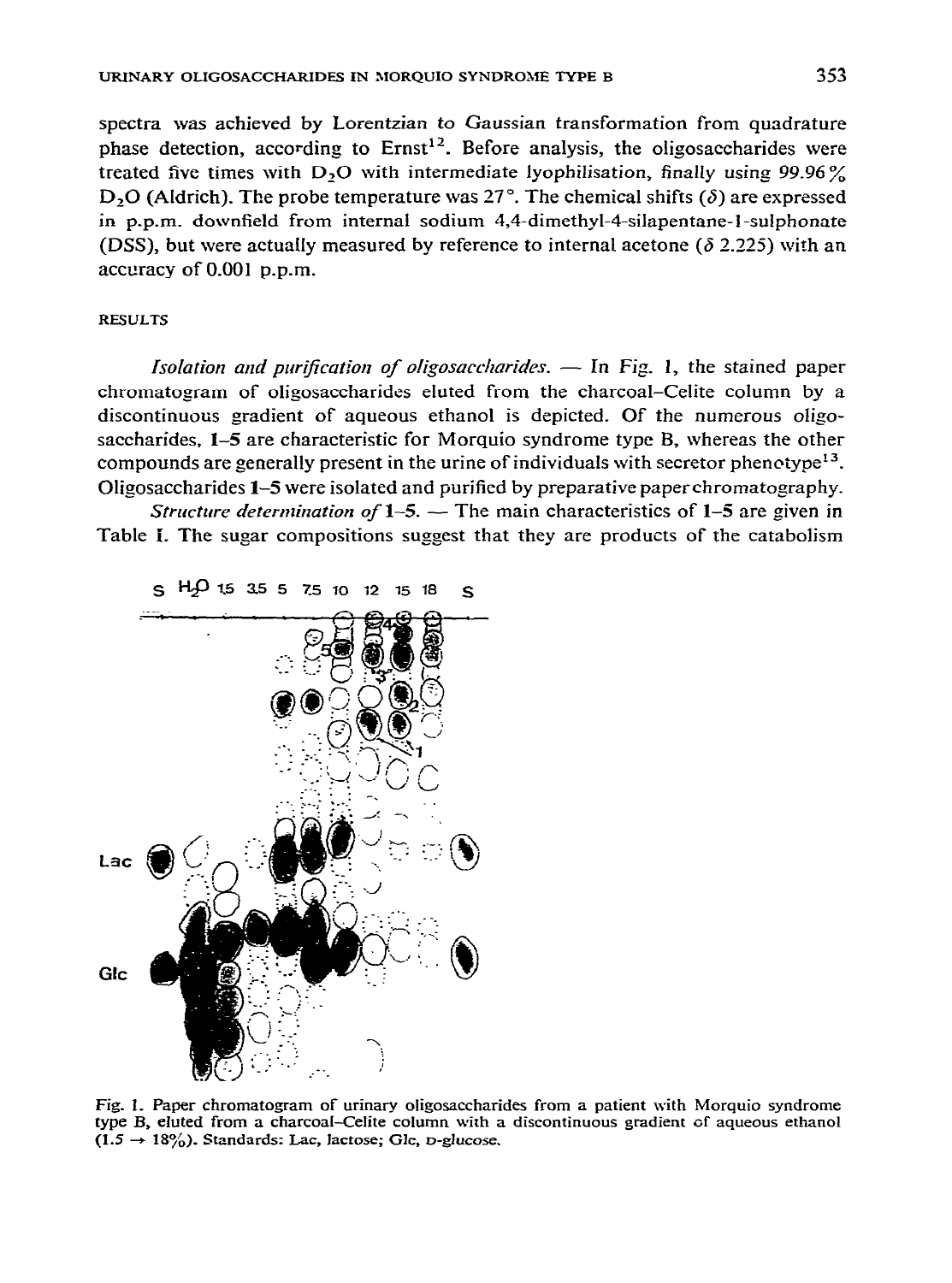spectra was achieved by Lorentzian to Gaussian transformation from quadrature phase detection, according to Ernst[12]. Before analysis, the oligosaccharides were treated five times with $D_2O$ with intermediate lyophilisation, finally using 99.96% $D_2O$ (Aldrich). The probe temperature was 27°. The chemical shifts ($\delta$) are expressed in p.p.m. downfield from internal sodium 4,4-dimethyl-4-silapentane-1-sulphonate (DSS), but were actually measured by reference to internal acetone ($\delta$ 2.225) with an accuracy of 0.001 p.p.m.

## RESULTS

*Isolation and purification of oligosaccharides.* — In Fig. 1, the stained paper chromatogram of oligosaccharides eluted from the charcoal–Celite column by a discontinuous gradient of aqueous ethanol is depicted. Of the numerous oligosaccharides, **1–5** are characteristic for Morquio syndrome type B, whereas the other compounds are generally present in the urine of individuals with secretor phenotype[13]. Oligosaccharides **1–5** were isolated and purified by preparative paper chromatography.

*Structure determination of* **1–5**. — The main characteristics of **1–5** are given in Table I. The sugar compositions suggest that they are products of the catabolism

Fig. 1. Paper chromatogram of urinary oligosaccharides from a patient with Morquio syndrome type B, eluted from a charcoal–Celite column with a discontinuous gradient of aqueous ethanol (1.5 → 18%). Standards: Lac, lactose; Glc, D-glucose.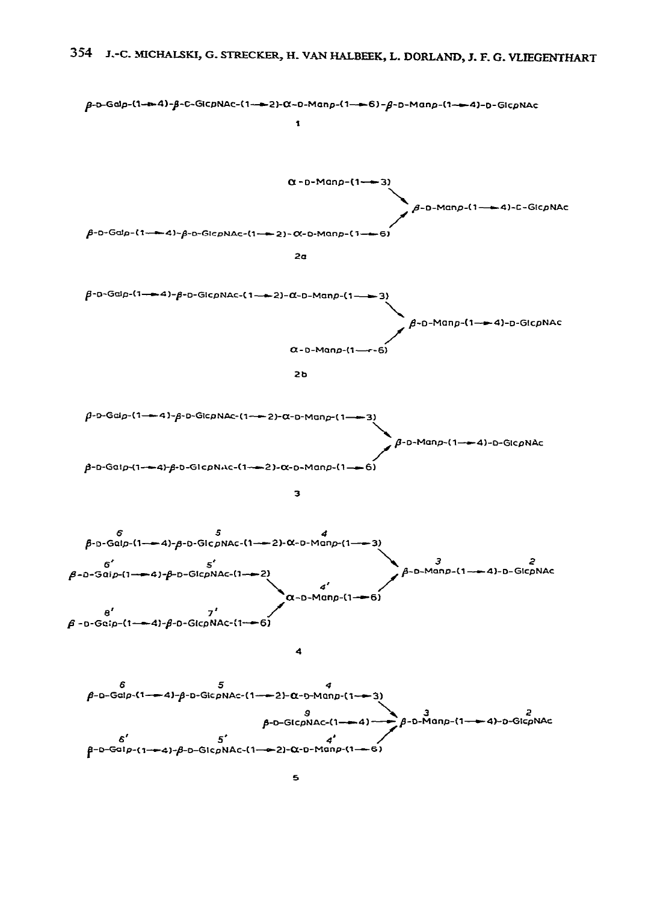β-D-Gal*p*-(1→4)-β-D-Glc*p*NAc-(1→2)-α-D-Man*p*-(1→6)-β-D-Man*p*-(1→4)-D-Glc*p*NAc

**1**

```
                                              α-D-Manp-(1→3)
                                                             \
                                                              β-D-Manp-(1→4)-D-GlcpNAc
                                                             /
β-D-Galp-(1→4)-β-D-GlcpNAc-(1→2)-α-D-Manp-(1→6)
```

**2a**

```
β-D-Galp-(1→4)-β-D-GlcpNAc-(1→2)-α-D-Manp-(1→3)
                                                 \
                                                  β-D-Manp-(1→4)-D-GlcpNAc
                                                 /
                                  α-D-Manp-(1→6)
```

**2b**

```
β-D-Galp-(1→4)-β-D-GlcpNAc-(1→2)-α-D-Manp-(1→3)
                                                 \
                                                  β-D-Manp-(1→4)-D-GlcpNAc
                                                 /
β-D-Galp-(1→4)-β-D-GlcpNAc-(1→2)-α-D-Manp-(1→6)
```

**3**

```
   6                 5                    4
β-D-Galp-(1→4)-β-D-GlcpNAc-(1→2)-α-D-Manp-(1→3)
                                                 \          3                  2
   6'                5'                           β-D-Manp-(1→4)-D-GlcpNAc
β-D-Galp-(1→4)-β-D-GlcpNAc-(1→2)                 /
                                  \      4'      /
                                   α-D-Manp-(1→6)
   8'                7'           /
β-D-Galp-(1→4)-β-D-GlcpNAc-(1→6)
```

**4**

```
   6                 5                    4
β-D-Galp-(1→4)-β-D-GlcpNAc-(1→2)-α-D-Manp-(1→3)
                                       9           \    3                  2
                              β-D-GlcpNAc-(1→4) → β-D-Manp-(1→4)-D-GlcpNAc
   6'                5'                   4'       /
β-D-Galp-(1→4)-β-D-GlcpNAc-(1→2)-α-D-Manp-(1→6)
```

**5**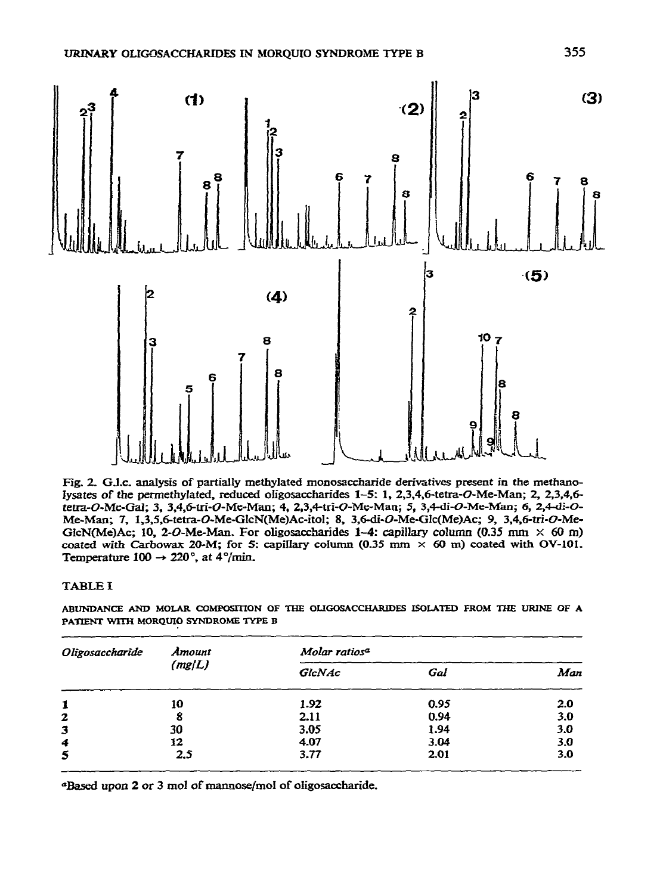Fig. 2. G.l.c. analysis of partially methylated monosaccharide derivatives present in the methanolysates of the permethylated, reduced oligosaccharides 1–5: 1, 2,3,4,6-tetra-*O*-Me-Man; 2, 2,3,4,6-tetra-*O*-Me-Gal; 3, 3,4,6-tri-*O*-Me-Man; 4, 2,3,4-tri-*O*-Me-Man; 5, 3,4-di-*O*-Me-Man; 6, 2,4-di-*O*-Me-Man; 7, 1,3,5,6-tetra-*O*-Me-GlcN(Me)Ac-itol; 8, 3,6-di-*O*-Me-Glc(Me)Ac; 9, 3,4,6-tri-*O*-Me-GlcN(Me)Ac; 10, 2-*O*-Me-Man. For oligosaccharides 1–4: capillary column (0.35 mm × 60 m) coated with Carbowax 20-M; for 5: capillary column (0.35 mm × 60 m) coated with OV-101. Temperature 100 → 220°, at 4°/min.

TABLE I

ABUNDANCE AND MOLAR COMPOSITION OF THE OLIGOSACCHARIDES ISOLATED FROM THE URINE OF A PATIENT WITH MORQUIO SYNDROME TYPE B

| *Oligosaccharide* | *Amount (mg/L)* | *Molar ratios*[a] | | |
|---|---|---|---|---|
| | | *GlcNAc* | *Gal* | *Man* |
| **1** | 10 | 1.92 | 0.95 | 2.0 |
| **2** | 8 | 2.11 | 0.94 | 3.0 |
| **3** | 30 | 3.05 | 1.94 | 3.0 |
| **4** | 12 | 4.07 | 3.04 | 3.0 |
| **5** | 2.5 | 3.77 | 2.01 | 3.0 |

[a]Based upon 2 or 3 mol of mannose/mol of oligosaccharide.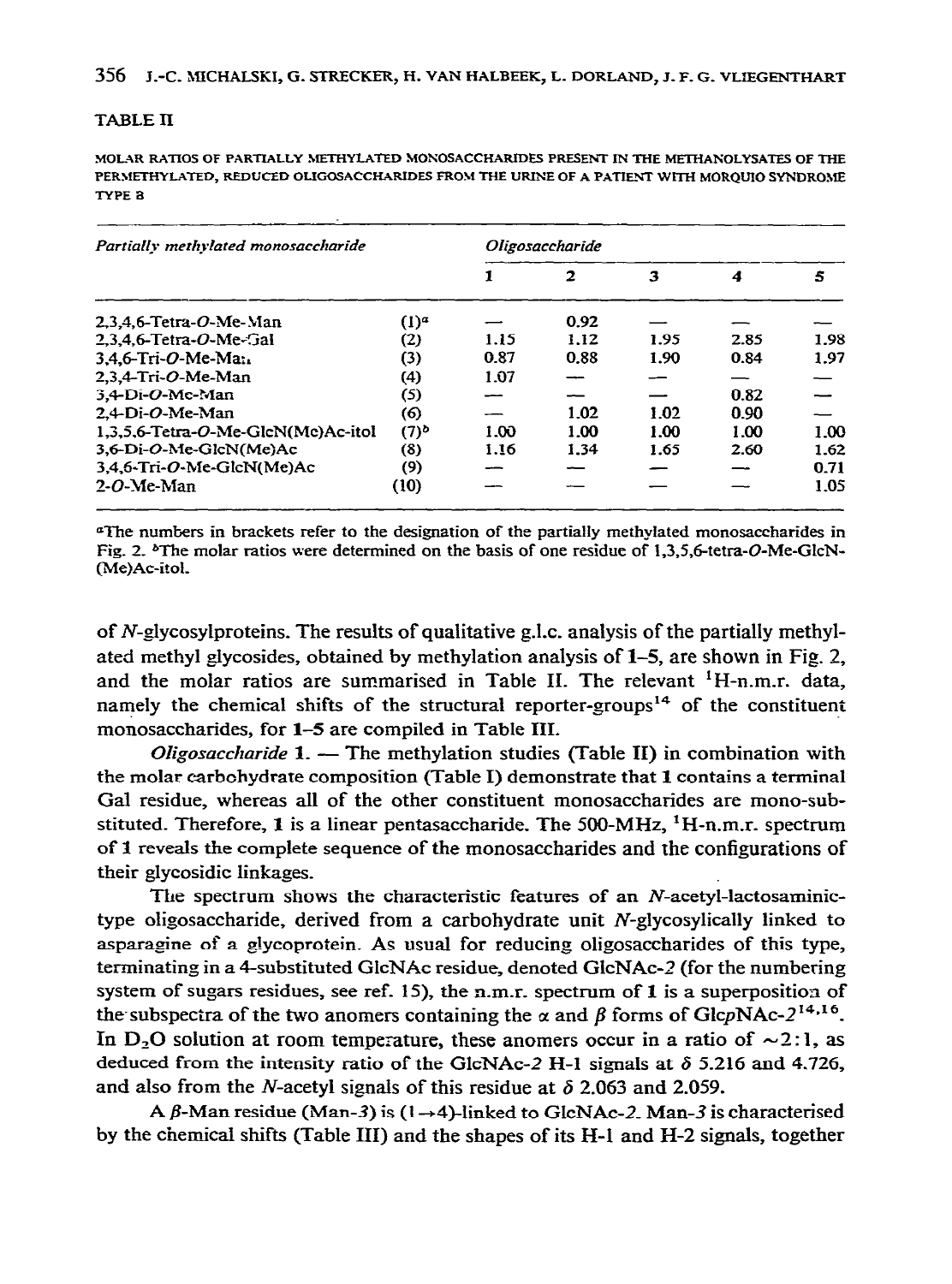TABLE II

MOLAR RATIOS OF PARTIALLY METHYLATED MONOSACCHARIDES PRESENT IN THE METHANOLYSATES OF THE PERMETHYLATED, REDUCED OLIGOSACCHARIDES FROM THE URINE OF A PATIENT WITH MORQUIO SYNDROME TYPE B

| *Partially methylated monosaccharide* | | *Oligosaccharide* | | | | |
|---|---|---|---|---|---|---|
| | | **1** | **2** | **3** | **4** | **5** |
| 2,3,4,6-Tetra-*O*-Me-Man | (1)[a] | — | 0.92 | — | — | — |
| 2,3,4,6-Tetra-*O*-Me-Gal | (2) | 1.15 | 1.12 | 1.95 | 2.85 | 1.98 |
| 3,4,6-Tri-*O*-Me-Man | (3) | 0.87 | 0.88 | 1.90 | 0.84 | 1.97 |
| 2,3,4-Tri-*O*-Me-Man | (4) | 1.07 | — | — | — | — |
| 3,4-Di-*O*-Me-Man | (5) | — | — | — | 0.82 | — |
| 2,4-Di-*O*-Me-Man | (6) | — | 1.02 | 1.02 | 0.90 | — |
| 1,3,5,6-Tetra-*O*-Me-GlcN(Me)Ac-itol | (7)[b] | 1.00 | 1.00 | 1.00 | 1.00 | 1.00 |
| 3,6-Di-*O*-Me-GlcN(Me)Ac | (8) | 1.16 | 1.34 | 1.65 | 2.60 | 1.62 |
| 3,4,6-Tri-*O*-Me-GlcN(Me)Ac | (9) | — | — | — | — | 0.71 |
| 2-*O*-Me-Man | (10) | — | — | — | — | 1.05 |

[a]The numbers in brackets refer to the designation of the partially methylated monosaccharides in Fig. 2. [b]The molar ratios were determined on the basis of one residue of 1,3,5,6-tetra-*O*-Me-GlcN-(Me)Ac-itol.

of *N*-glycosylproteins. The results of qualitative g.l.c. analysis of the partially methylated methyl glycosides, obtained by methylation analysis of **1**–**5**, are shown in Fig. 2, and the molar ratios are summarised in Table II. The relevant $^1$H-n.m.r. data, namely the chemical shifts of the structural reporter-groups[14] of the constituent monosaccharides, for **1**–**5** are compiled in Table III.

*Oligosaccharide* **1**. — The methylation studies (Table II) in combination with the molar carbohydrate composition (Table I) demonstrate that **1** contains a terminal Gal residue, whereas all of the other constituent monosaccharides are mono-substituted. Therefore, **1** is a linear pentasaccharide. The 500-MHz, $^1$H-n.m.r. spectrum of **1** reveals the complete sequence of the monosaccharides and the configurations of their glycosidic linkages.

The spectrum shows the characteristic features of an *N*-acetyl-lactosaminic-type oligosaccharide, derived from a carbohydrate unit *N*-glycosylically linked to asparagine of a glycoprotein. As usual for reducing oligosaccharides of this type, terminating in a 4-substituted GlcNAc residue, denoted GlcNAc-*2* (for the numbering system of sugars residues, see ref. 15), the n.m.r. spectrum of **1** is a superposition of the subspectra of the two anomers containing the $\alpha$ and $\beta$ forms of Glc*p*NAc-*2*[14,16]. In $D_2O$ solution at room temperature, these anomers occur in a ratio of ~2:1, as deduced from the intensity ratio of the GlcNAc-*2* H-1 signals at $\delta$ 5.216 and 4.726, and also from the *N*-acetyl signals of this residue at $\delta$ 2.063 and 2.059.

A $\beta$-Man residue (Man-*3*) is (1→4)-linked to GlcNAc-*2*. Man-*3* is characterised by the chemical shifts (Table III) and the shapes of its H-1 and H-2 signals, together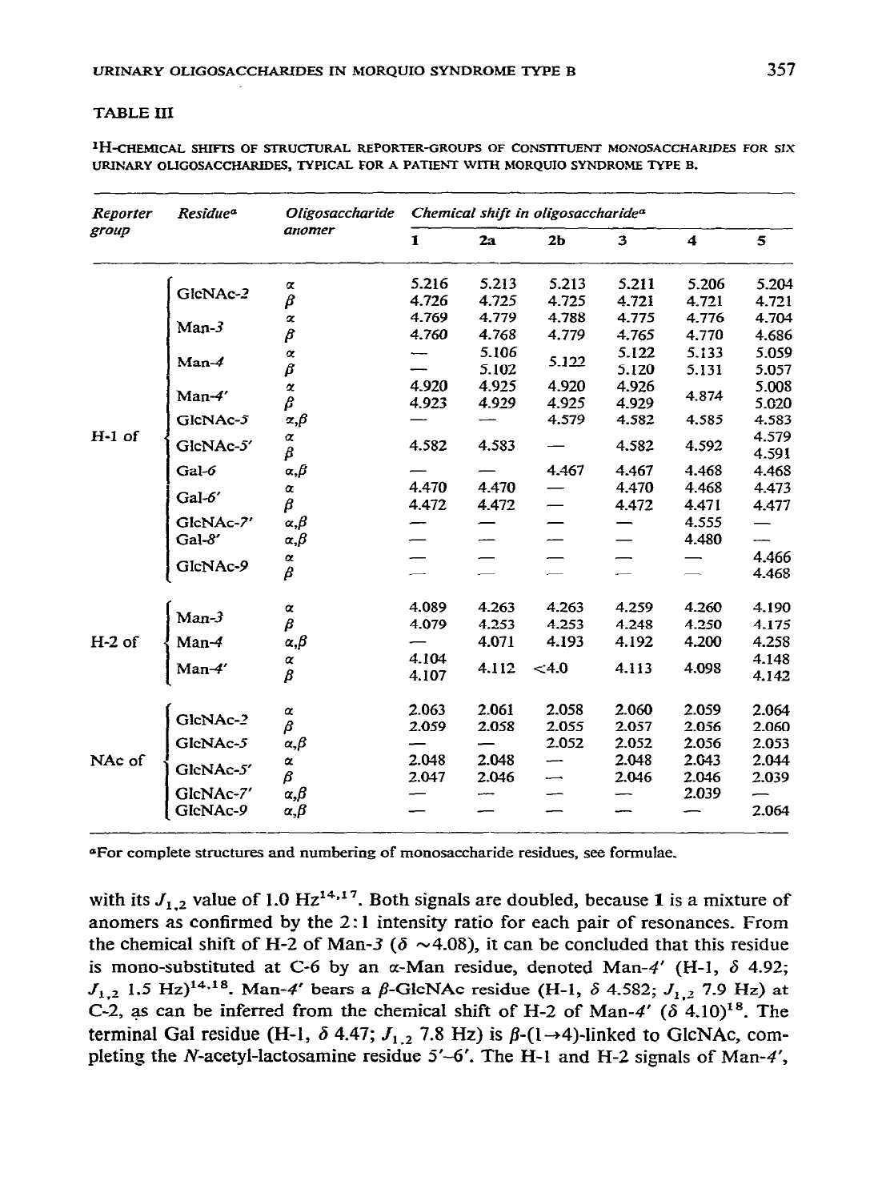## TABLE III

$^1$H-CHEMICAL SHIFTS OF STRUCTURAL REPORTER-GROUPS OF CONSTITUENT MONOSACCHARIDES FOR SIX URINARY OLIGOSACCHARIDES, TYPICAL FOR A PATIENT WITH MORQUIO SYNDROME TYPE B.

| Reporter group | Residue[a] | Oligosaccharide anomer | Chemical shift in oligosaccharide[a] | | | | | |
|---|---|---|---|---|---|---|---|---|
| | | | **1** | **2a** | **2b** | **3** | **4** | **5** |
| H-1 of | GlcNAc-*2* | α | 5.216 | 5.213 | 5.213 | 5.211 | 5.206 | 5.204 |
| | | β | 4.726 | 4.725 | 4.725 | 4.721 | 4.721 | 4.721 |
| | Man-*3* | α | 4.769 | 4.779 | 4.788 | 4.775 | 4.776 | 4.704 |
| | | β | 4.760 | 4.768 | 4.779 | 4.765 | 4.770 | 4.686 |
| | Man-*4* | α | — | 5.106 | 5.122 | 5.122 | 5.133 | 5.059 |
| | | β | — | 5.102 | | 5.120 | 5.131 | 5.057 |
| | Man-*4'* | α | 4.920 | 4.925 | 4.920 | 4.926 | 4.874 | 5.008 |
| | | β | 4.923 | 4.929 | 4.925 | 4.929 | | 5.020 |
| | GlcNAc-*5* | α,β | — | — | 4.579 | 4.582 | 4.585 | 4.583 |
| | GlcNAc-*5'* | α | 4.582 | 4.583 | — | 4.582 | 4.592 | 4.579 |
| | | β | | | | | | 4.591 |
| | Gal-*6* | α,β | — | — | 4.467 | 4.467 | 4.468 | 4.468 |
| | Gal-*6'* | α | 4.470 | 4.470 | — | 4.470 | 4.468 | 4.473 |
| | | β | 4.472 | 4.472 | — | 4.472 | 4.471 | 4.477 |
| | GlcNAc-*7'* | α,β | — | — | — | — | 4.555 | — |
| | Gal-*8'* | α,β | — | — | — | — | 4.480 | — |
| | GlcNAc-*9* | α | — | — | — | — | — | 4.466 |
| | | β | — | — | — | — | — | 4.468 |
| H-2 of | Man-*3* | α | 4.089 | 4.263 | 4.263 | 4.259 | 4.260 | 4.190 |
| | | β | 4.079 | 4.253 | 4.253 | 4.248 | 4.250 | 4.175 |
| | Man-*4* | α,β | — | 4.071 | 4.193 | 4.192 | 4.200 | 4.258 |
| | Man-*4'* | α | 4.104 | 4.112 | <4.0 | 4.113 | 4.098 | 4.148 |
| | | β | 4.107 | | | | | 4.142 |
| NAc of | GlcNAc-*2* | α | 2.063 | 2.061 | 2.058 | 2.060 | 2.059 | 2.064 |
| | | β | 2.059 | 2.058 | 2.055 | 2.057 | 2.056 | 2.060 |
| | GlcNAc-*5* | α,β | — | — | 2.052 | 2.052 | 2.056 | 2.053 |
| | GlcNAc-*5'* | α | 2.048 | 2.048 | — | 2.048 | 2.043 | 2.044 |
| | | β | 2.047 | 2.046 | — | 2.046 | 2.046 | 2.039 |
| | GlcNAc-*7'* | α,β | — | — | — | — | 2.039 | — |
| | GlcNAc-*9* | α,β | — | — | — | — | — | 2.064 |

[a]For complete structures and numbering of monosaccharide residues, see formulae.

with its $J_{1,2}$ value of 1.0 Hz[14,17]. Both signals are doubled, because **1** is a mixture of anomers as confirmed by the 2:1 intensity ratio for each pair of resonances. From the chemical shift of H-2 of Man-*3* (δ ~4.08), it can be concluded that this residue is mono-substituted at C-6 by an α-Man residue, denoted Man-*4'* (H-1, δ 4.92; $J_{1,2}$ 1.5 Hz)[14,18]. Man-*4'* bears a β-GlcNAc residue (H-1, δ 4.582; $J_{1,2}$ 7.9 Hz) at C-2, as can be inferred from the chemical shift of H-2 of Man-*4'* (δ 4.10)[18]. The terminal Gal residue (H-1, δ 4.47; $J_{1,2}$ 7.8 Hz) is β-(1→4)-linked to GlcNAc, completing the *N*-acetyl-lactosamine residue *5'*–*6'*. The H-1 and H-2 signals of Man-*4'*,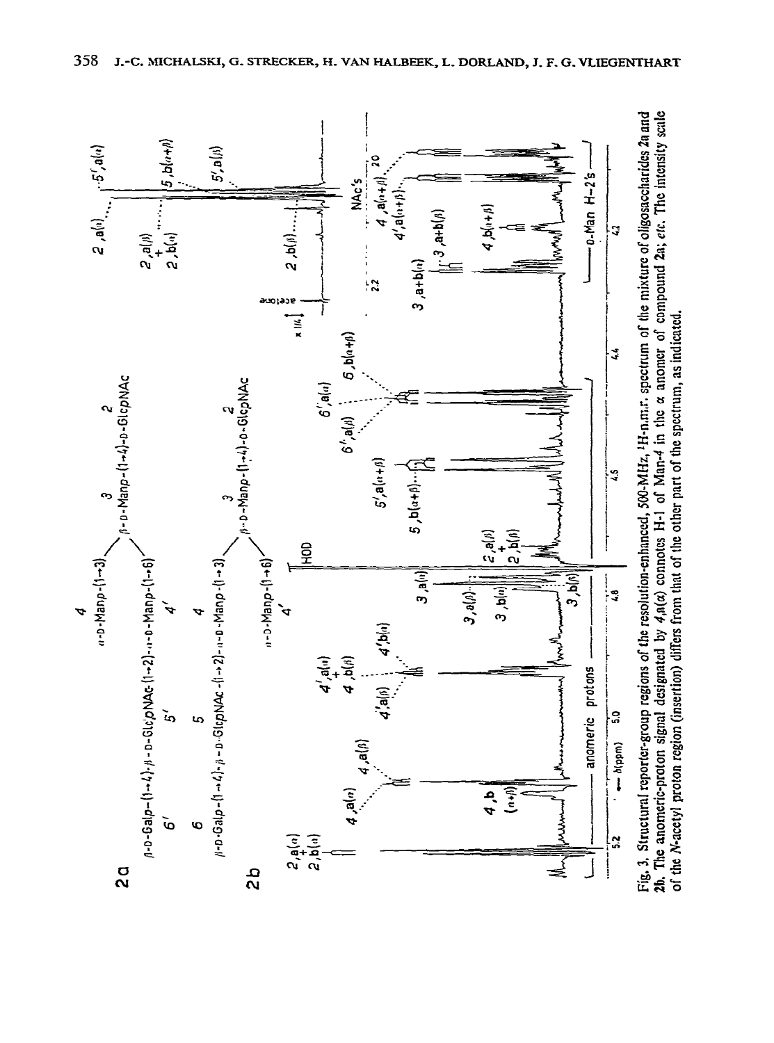Fig. 3. Structural reporter-group regions of the resolution-enhanced, 500-MHz, $^{1}$H-n.m.r. spectrum of the mixture of oligosaccharides **2a** and **2b**. The anomeric-proton signal designated by *4*,a(α) connotes H-1 of Man-*4* in the α anomer of compound **2a**; *etc.* The intensity scale of the *N*-acetyl proton region (insertion) differs from that of the other part of the spectrum, as indicated.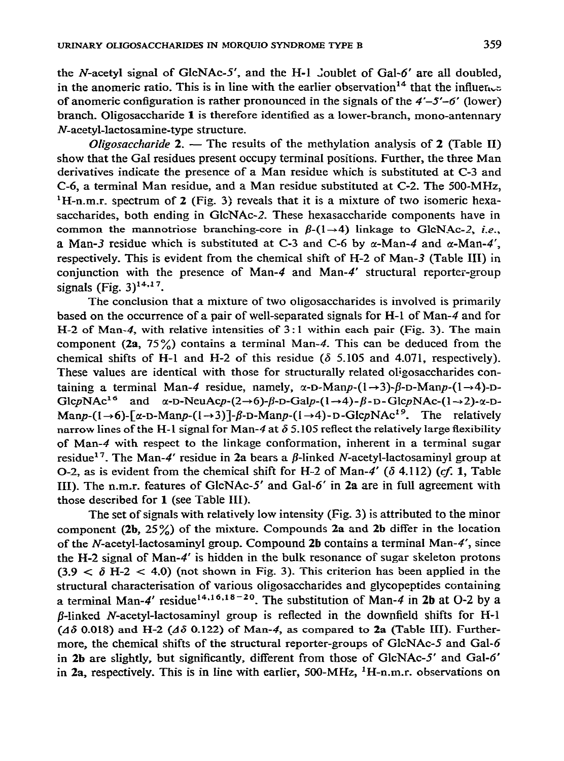the *N*-acetyl signal of GlcNAc-*5'*, and the H-1 doublet of Gal-*6'* are all doubled, in the anomeric ratio. This is in line with the earlier observation[14] that the influence of anomeric configuration is rather pronounced in the signals of the *4'–5'–6'* (lower) branch. Oligosaccharide **1** is therefore identified as a lower-branch, mono-antennary *N*-acetyl-lactosamine-type structure.

*Oligosaccharide* **2**. — The results of the methylation analysis of **2** (Table II) show that the Gal residues present occupy terminal positions. Further, the three Man derivatives indicate the presence of a Man residue which is substituted at C-3 and C-6, a terminal Man residue, and a Man residue substituted at C-2. The 500-MHz, $^1$H-n.m.r. spectrum of **2** (Fig. 3) reveals that it is a mixture of two isomeric hexasaccharides, both ending in GlcNAc-*2*. These hexasaccharide components have in common the mannotriose branching-core in β-(1→4) linkage to GlcNAc-*2*, *i.e.*, a Man-*3* residue which is substituted at C-3 and C-6 by α-Man-*4* and α-Man-*4'*, respectively. This is evident from the chemical shift of H-2 of Man-*3* (Table III) in conjunction with the presence of Man-*4* and Man-*4'* structural reporter-group signals (Fig. 3)[14,17].

The conclusion that a mixture of two oligosaccharides is involved is primarily based on the occurrence of a pair of well-separated signals for H-1 of Man-*4* and for H-2 of Man-*4*, with relative intensities of 3:1 within each pair (Fig. 3). The main component (**2a**, 75%) contains a terminal Man-*4*. This can be deduced from the chemical shifts of H-1 and H-2 of this residue (δ 5.105 and 4.071, respectively). These values are identical with those for structurally related oligosaccharides containing a terminal Man-*4* residue, namely, α-D-Man*p*-(1→3)-β-D-Man*p*-(1→4)-D-Glc*p*NAc[16] and α-D-NeuAc*p*-(2→6)-β-D-Gal*p*-(1→4)-β-D-Glc*p*NAc-(1→2)-α-D-Man*p*-(1→6)-[α-D-Man*p*-(1→3)]-β-D-Man*p*-(1→4)-D-Glc*p*NAc[19]. The relatively narrow lines of the H-1 signal for Man-*4* at δ 5.105 reflect the relatively large flexibility of Man-*4* with respect to the linkage conformation, inherent in a terminal sugar residue[17]. The Man-*4'* residue in **2a** bears a β-linked *N*-acetyl-lactosaminyl group at O-2, as is evident from the chemical shift for H-2 of Man-*4'* (δ 4.112) (*cf.* **1**, Table III). The n.m.r. features of GlcNAc-*5'* and Gal-*6'* in **2a** are in full agreement with those described for **1** (see Table III).

The set of signals with relatively low intensity (Fig. 3) is attributed to the minor component (**2b**, 25%) of the mixture. Compounds **2a** and **2b** differ in the location of the *N*-acetyl-lactosaminyl group. Compound **2b** contains a terminal Man-*4'*, since the H-2 signal of Man-*4'* is hidden in the bulk resonance of sugar skeleton protons (3.9 < δ H-2 < 4.0) (not shown in Fig. 3). This criterion has been applied in the structural characterisation of various oligosaccharides and glycopeptides containing a terminal Man-*4'* residue[14,16,18–20]. The substitution of Man-*4* in **2b** at O-2 by a β-linked *N*-acetyl-lactosaminyl group is reflected in the downfield shifts for H-1 (Δδ 0.018) and H-2 (Δδ 0.122) of Man-*4*, as compared to **2a** (Table III). Furthermore, the chemical shifts of the structural reporter-groups of GlcNAc-*5* and Gal-*6* in **2b** are slightly, but significantly, different from those of GlcNAc-*5'* and Gal-*6'* in **2a**, respectively. This is in line with earlier, 500-MHz, $^1$H-n.m.r. observations on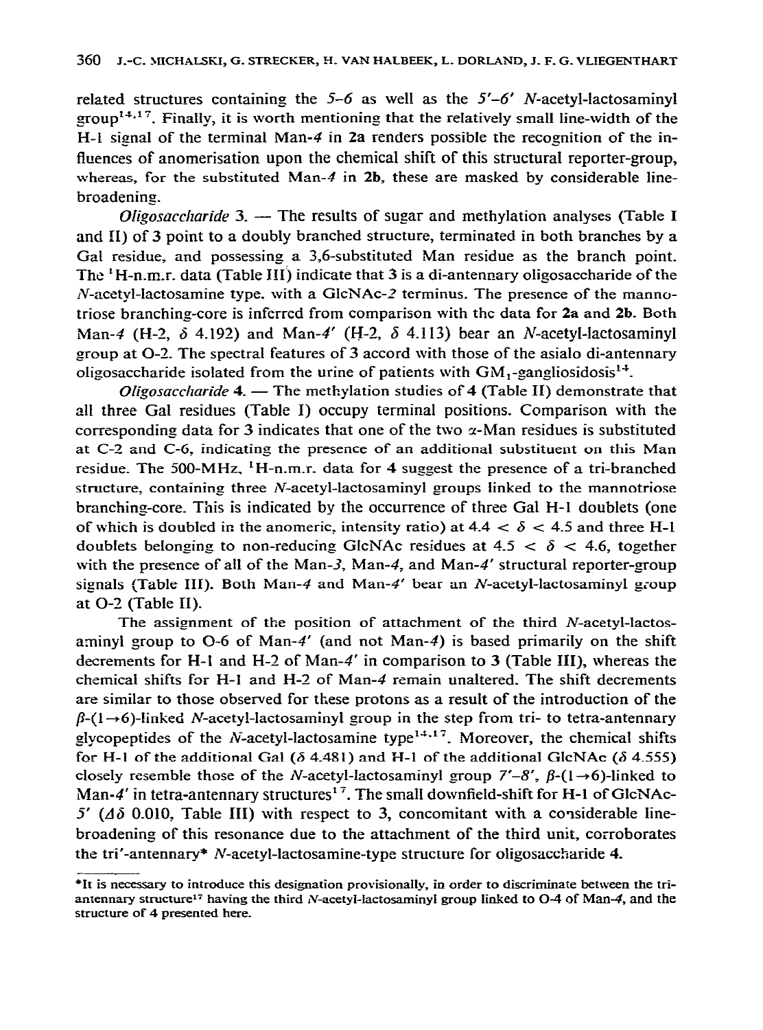related structures containing the *5–6* as well as the *5′–6′* *N*-acetyl-lactosaminyl group[14,17]. Finally, it is worth mentioning that the relatively small line-width of the H-1 signal of the terminal Man-*4* in **2a** renders possible the recognition of the influences of anomerisation upon the chemical shift of this structural reporter-group, whereas, for the substituted Man-*4* in **2b**, these are masked by considerable line-broadening.

*Oligosaccharide* 3. — The results of sugar and methylation analyses (Table I and II) of **3** point to a doubly branched structure, terminated in both branches by a Gal residue, and possessing a 3,6-substituted Man residue as the branch point. The $^1$H-n.m.r. data (Table III) indicate that **3** is a di-antennary oligosaccharide of the *N*-acetyl-lactosamine type, with a GlcNAc-*2* terminus. The presence of the mannotriose branching-core is inferred from comparison with the data for **2a** and **2b**. Both Man-*4* (H-2, $\delta$ 4.192) and Man-*4′* (H-2, $\delta$ 4.113) bear an *N*-acetyl-lactosaminyl group at O-2. The spectral features of **3** accord with those of the asialo di-antennary oligosaccharide isolated from the urine of patients with $GM_1$-gangliosidosis[14].

*Oligosaccharide* 4. — The methylation studies of **4** (Table II) demonstrate that all three Gal residues (Table I) occupy terminal positions. Comparison with the corresponding data for **3** indicates that one of the two $\alpha$-Man residues is substituted at C-2 and C-6, indicating the presence of an additional substituent on this Man residue. The 500-MHz, $^1$H-n.m.r. data for **4** suggest the presence of a tri-branched structure, containing three *N*-acetyl-lactosaminyl groups linked to the mannotriose branching-core. This is indicated by the occurrence of three Gal H-1 doublets (one of which is doubled in the anomeric, intensity ratio) at $4.4 < \delta < 4.5$ and three H-1 doublets belonging to non-reducing GlcNAc residues at $4.5 < \delta < 4.6$, together with the presence of all of the Man-*3*, Man-*4*, and Man-*4′* structural reporter-group signals (Table III). Both Man-*4* and Man-*4′* bear an *N*-acetyl-lactosaminyl group at O-2 (Table II).

The assignment of the position of attachment of the third *N*-acetyl-lactosaminyl group to O-6 of Man-*4′* (and not Man-*4*) is based primarily on the shift decrements for H-1 and H-2 of Man-*4′* in comparison to **3** (Table III), whereas the chemical shifts for H-1 and H-2 of Man-*4* remain unaltered. The shift decrements are similar to those observed for these protons as a result of the introduction of the $\beta$-(1→6)-linked *N*-acetyl-lactosaminyl group in the step from tri- to tetra-antennary glycopeptides of the *N*-acetyl-lactosamine type[14,17]. Moreover, the chemical shifts for H-1 of the additional Gal ($\delta$ 4.481) and H-1 of the additional GlcNAc ($\delta$ 4.555) closely resemble those of the *N*-acetyl-lactosaminyl group *7′–8′*, $\beta$-(1→6)-linked to Man-*4′* in tetra-antennary structures[17]. The small downfield-shift for H-1 of GlcNAc-*5′* ($\Delta\delta$ 0.010, Table III) with respect to **3**, concomitant with a considerable line-broadening of this resonance due to the attachment of the third unit, corroborates the tri′-antennary* *N*-acetyl-lactosamine-type structure for oligosaccharide **4**.

---

*It is necessary to introduce this designation provisionally, in order to discriminate between the tri-antennary structure[17] having the third *N*-acetyl-lactosaminyl group linked to O-4 of Man-*4*, and the structure of **4** presented here.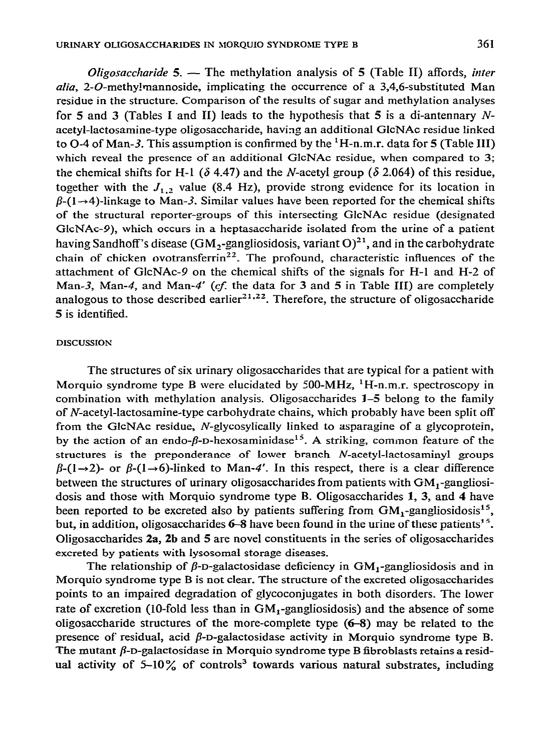*Oligosaccharide* **5**. — The methylation analysis of **5** (Table II) affords, *inter alia*, 2-*O*-methylmannoside, implicating the occurrence of a 3,4,6-substituted Man residue in the structure. Comparison of the results of sugar and methylation analyses for **5** and **3** (Tables I and II) leads to the hypothesis that **5** is a di-antennary *N*-acetyl-lactosamine-type oligosaccharide, having an additional GlcNAc residue linked to O-4 of Man-*3*. This assumption is confirmed by the $^1$H-n.m.r. data for **5** (Table III) which reveal the presence of an additional GlcNAc residue, when compared to **3**; the chemical shifts for H-1 ($\delta$ 4.47) and the *N*-acetyl group ($\delta$ 2.064) of this residue, together with the $J_{1,2}$ value (8.4 Hz), provide strong evidence for its location in $\beta$-(1→4)-linkage to Man-*3*. Similar values have been reported for the chemical shifts of the structural reporter-groups of this intersecting GlcNAc residue (designated GlcNAc-*9*), which occurs in a heptasaccharide isolated from the urine of a patient having Sandhoff's disease ($GM_2$-gangliosidosis, variant O)[21], and in the carbohydrate chain of chicken ovotransferrin[22]. The profound, characteristic influences of the attachment of GlcNAc-*9* on the chemical shifts of the signals for H-1 and H-2 of Man-*3*, Man-*4*, and Man-*4'* (*cf.* the data for **3** and **5** in Table III) are completely analogous to those described earlier[21,22]. Therefore, the structure of oligosaccharide **5** is identified.

## DISCUSSION

The structures of six urinary oligosaccharides that are typical for a patient with Morquio syndrome type B were elucidated by 500-MHz, $^1$H-n.m.r. spectroscopy in combination with methylation analysis. Oligosaccharides **1**–**5** belong to the family of *N*-acetyl-lactosamine-type carbohydrate chains, which probably have been split off from the GlcNAc residue, *N*-glycosylically linked to asparagine of a glycoprotein, by the action of an endo-$\beta$-D-hexosaminidase[15]. A striking, common feature of the structures is the preponderance of lower branch *N*-acetyl-lactosaminyl groups $\beta$-(1→2)- or $\beta$-(1→6)-linked to Man-*4'*. In this respect, there is a clear difference between the structures of urinary oligosaccharides from patients with $GM_1$-gangliosidosis and those with Morquio syndrome type B. Oligosaccharides **1**, **3**, and **4** have been reported to be excreted also by patients suffering from $GM_1$-gangliosidosis[15], but, in addition, oligosaccharides **6**–**8** have been found in the urine of these patients[15]. Oligosaccharides **2a**, **2b** and **5** are novel constituents in the series of oligosaccharides excreted by patients with lysosomal storage diseases.

The relationship of $\beta$-D-galactosidase deficiency in $GM_1$-gangliosidosis and in Morquio syndrome type B is not clear. The structure of the excreted oligosaccharides points to an impaired degradation of glycoconjugates in both disorders. The lower rate of excretion (10-fold less than in $GM_1$-gangliosidosis) and the absence of some oligosaccharide structures of the more-complete type (**6**–**8**) may be related to the presence of residual, acid $\beta$-D-galactosidase activity in Morquio syndrome type B. The mutant $\beta$-D-galactosidase in Morquio syndrome type B fibroblasts retains a residual activity of 5–10% of controls[3] towards various natural substrates, including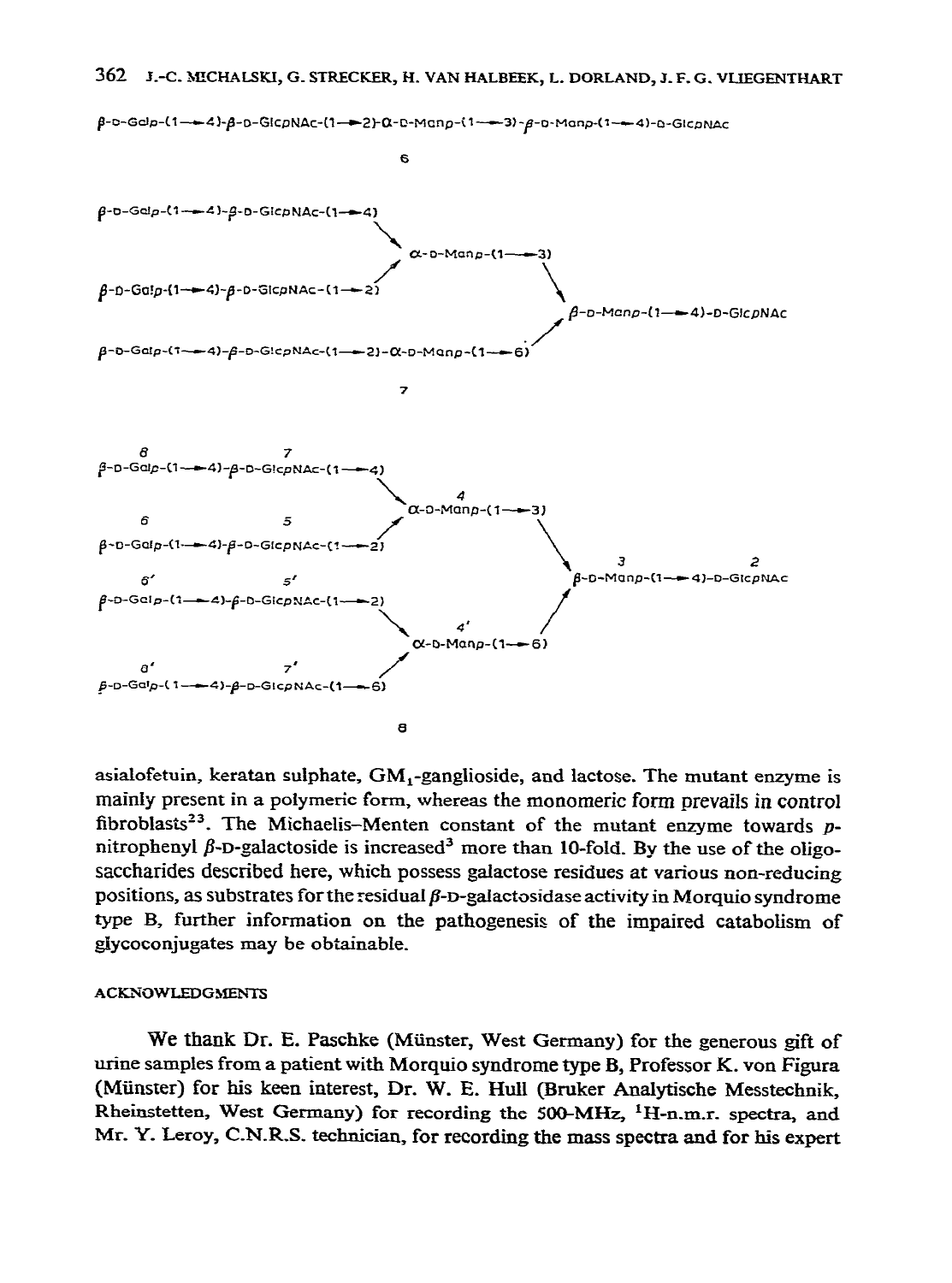β-D-Gal*p*-(1→4)-β-D-Glc*p*NAc-(1→2)-α-D-Man*p*-(1→3)-β-D-Man*p*-(1→4)-D-Glc*p*NAc

6

```
β-D-Galp-(1→4)-β-D-GlcpNAc-(1→4)
                                 \
                                  α-D-Manp-(1→3)
                                 /               \
β-D-Galp-(1→4)-β-D-GlcpNAc-(1→2)                  \
                                                   β-D-Manp-(1→4)-D-GlcpNAc
                                                  /
β-D-Galp-(1→4)-β-D-GlcpNAc-(1→2)-α-D-Manp-(1→6)
```

7

```
  8                 7
β-D-Galp-(1→4)-β-D-GlcpNAc-(1→4)
                                 \      4
  6                 5             α-D-Manp-(1→3)
                                 /               \
β-D-Galp-(1→4)-β-D-GlcpNAc-(1→2)                  \       3                  2
  6'                5'                             β-D-Manp-(1→4)-D-GlcpNAc
β-D-Galp-(1→4)-β-D-GlcpNAc-(1→2)                  /
                                 \      4'       /
                                  α-D-Manp-(1→6)
  8'                7'           /
β-D-Galp-(1→4)-β-D-GlcpNAc-(1→6)
```

8

asialofetuin, keratan sulphate, $GM_1$-ganglioside, and lactose. The mutant enzyme is mainly present in a polymeric form, whereas the monomeric form prevails in control fibroblasts[23]. The Michaelis–Menten constant of the mutant enzyme towards *p*-nitrophenyl β-D-galactoside is increased[3] more than 10-fold. By the use of the oligosaccharides described here, which possess galactose residues at various non-reducing positions, as substrates for the residual β-D-galactosidase activity in Morquio syndrome type B, further information on the pathogenesis of the impaired catabolism of glycoconjugates may be obtainable.

## ACKNOWLEDGMENTS

We thank Dr. E. Paschke (Münster, West Germany) for the generous gift of urine samples from a patient with Morquio syndrome type B, Professor K. von Figura (Münster) for his keen interest, Dr. W. E. Hull (Bruker Analytische Messtechnik, Rheinstetten, West Germany) for recording the 500-MHz, $^1H$-n.m.r. spectra, and Mr. Y. Leroy, C.N.R.S. technician, for recording the mass spectra and for his expert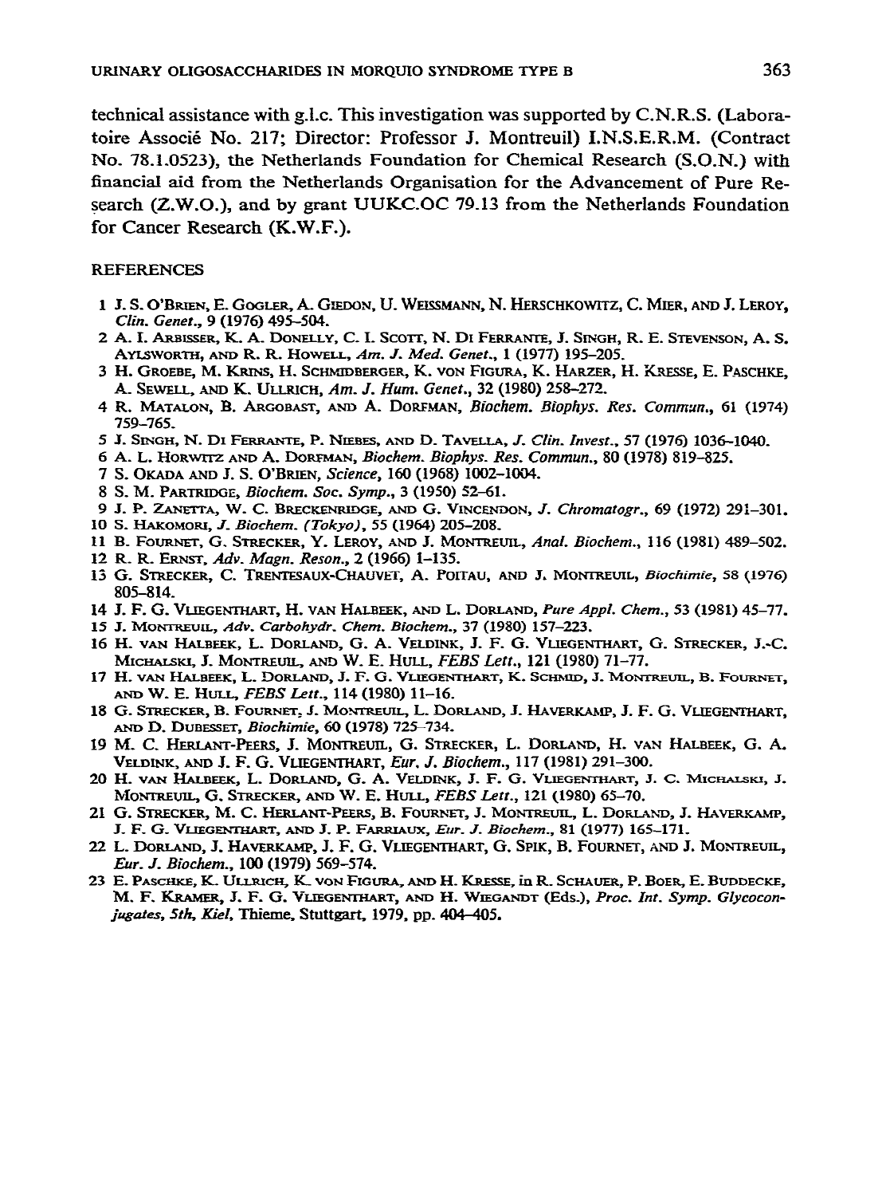technical assistance with g.l.c. This investigation was supported by C.N.R.S. (Laboratoire Associé No. 217; Director: Professor J. Montreuil) I.N.S.E.R.M. (Contract No. 78.1.0523), the Netherlands Foundation for Chemical Research (S.O.N.) with financial aid from the Netherlands Organisation for the Advancement of Pure Research (Z.W.O.), and by grant UUKC.OC 79.13 from the Netherlands Foundation for Cancer Research (K.W.F.).

## REFERENCES

1. J. S. O'Brien, E. Gogler, A. Giedon, U. Weissmann, N. Herschkowitz, C. Mier, and J. Leroy, *Clin. Genet.*, 9 (1976) 495–504.
2. A. I. Arbisser, K. A. Donelly, C. I. Scott, N. Di Ferrante, J. Singh, R. E. Stevenson, A. S. Aylsworth, and R. R. Howell, *Am. J. Med. Genet.*, 1 (1977) 195–205.
3. H. Groebe, M. Krins, H. Schmidberger, K. von Figura, K. Harzer, H. Kresse, E. Paschke, A. Sewell, and K. Ullrich, *Am. J. Hum. Genet.*, 32 (1980) 258–272.
4. R. Matalon, B. Argobast, and A. Dorfman, *Biochem. Biophys. Res. Commun.*, 61 (1974) 759–765.
5. J. Singh, N. Di Ferrante, P. Niebes, and D. Tavella, *J. Clin. Invest.*, 57 (1976) 1036–1040.
6. A. L. Horwitz and A. Dorfman, *Biochem. Biophys. Res. Commun.*, 80 (1978) 819–825.
7. S. Okada and J. S. O'Brien, *Science*, 160 (1968) 1002–1004.
8. S. M. Partridge, *Biochem. Soc. Symp.*, 3 (1950) 52–61.
9. J. P. Zanetta, W. C. Breckenridge, and G. Vincendon, *J. Chromatogr.*, 69 (1972) 291–301.
10. S. Hakomori, *J. Biochem. (Tokyo)*, 55 (1964) 205–208.
11. B. Fournet, G. Strecker, Y. Leroy, and J. Montreuil, *Anal. Biochem.*, 116 (1981) 489–502.
12. R. R. Ernst, *Adv. Magn. Reson.*, 2 (1966) 1–135.
13. G. Strecker, C. Trentesaux-Chauvet, A. Poitau, and J. Montreuil, *Biochimie*, 58 (1976) 805–814.
14. J. F. G. Vliegenthart, H. van Halbeek, and L. Dorland, *Pure Appl. Chem.*, 53 (1981) 45–77.
15. J. Montreuil, *Adv. Carbohydr. Chem. Biochem.*, 37 (1980) 157–223.
16. H. van Halbeek, L. Dorland, G. A. Veldink, J. F. G. Vliegenthart, G. Strecker, J.-C. Michalski, J. Montreuil, and W. E. Hull, *FEBS Lett.*, 121 (1980) 71–77.
17. H. van Halbeek, L. Dorland, J. F. G. Vliegenthart, K. Schmid, J. Montreuil, B. Fournet, and W. E. Hull, *FEBS Lett.*, 114 (1980) 11–16.
18. G. Strecker, B. Fournet, J. Montreuil, L. Dorland, J. Haverkamp, J. F. G. Vliegenthart, and D. Dubesset, *Biochimie*, 60 (1978) 725–734.
19. M. C. Herlant-Peers, J. Montreuil, G. Strecker, L. Dorland, H. van Halbeek, G. A. Veldink, and J. F. G. Vliegenthart, *Eur. J. Biochem.*, 117 (1981) 291–300.
20. H. van Halbeek, L. Dorland, G. A. Veldink, J. F. G. Vliegenthart, J. C. Michalski, J. Montreuil, G. Strecker, and W. E. Hull, *FEBS Lett.*, 121 (1980) 65–70.
21. G. Strecker, M. C. Herlant-Peers, B. Fournet, J. Montreuil, L. Dorland, J. Haverkamp, J. F. G. Vliegenthart, and J. P. Farriaux, *Eur. J. Biochem.*, 81 (1977) 165–171.
22. L. Dorland, J. Haverkamp, J. F. G. Vliegenthart, G. Spik, B. Fournet, and J. Montreuil, *Eur. J. Biochem.*, 100 (1979) 569–574.
23. E. Paschke, K. Ullrich, K. von Figura, and H. Kresse, in R. Schauer, P. Boer, E. Buddecke, M. F. Kramer, J. F. G. Vliegenthart, and H. Wiegandt (Eds.), *Proc. Int. Symp. Glycoconjugates, 5th, Kiel*, Thieme, Stuttgart, 1979, pp. 404–405.